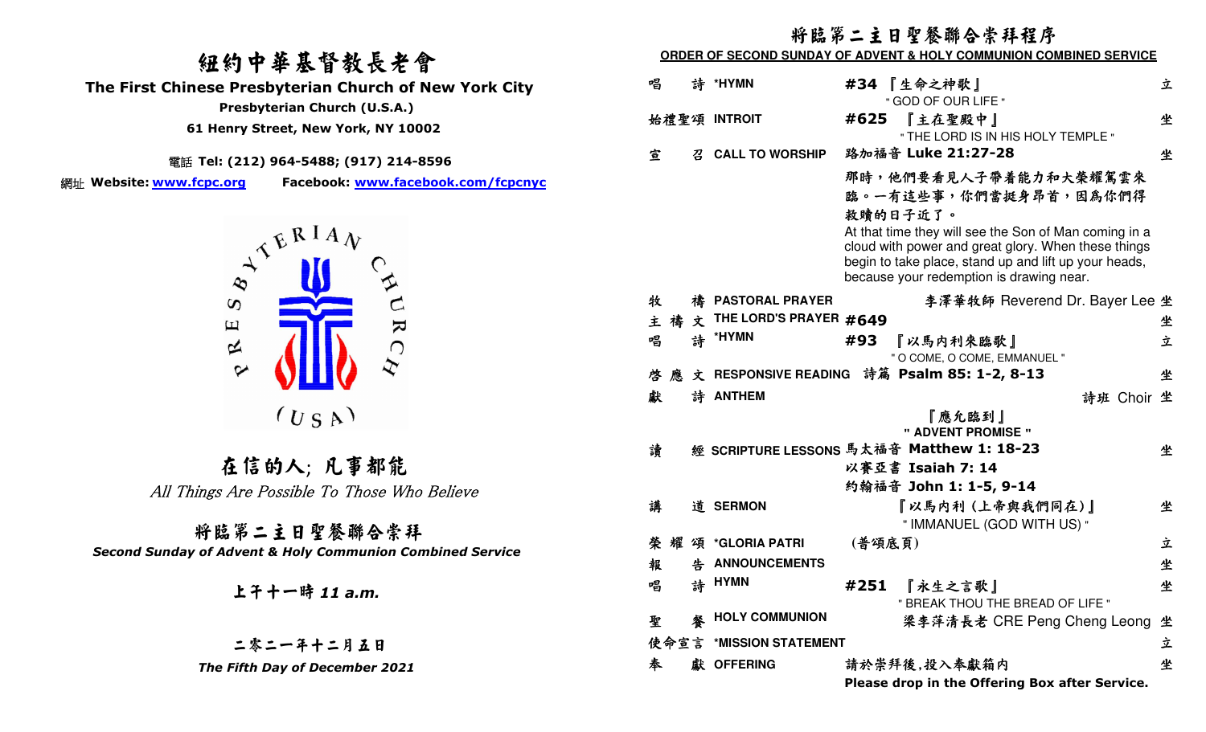# 紐約中華基督教長老會

**The First Chinese Presbyterian Church of New York City**

**Presbyterian Church (U.S.A.)**

**61 Henry Street, New York, NY 10002**

電話 **Tel: (212) 964-5488; (917) 214-8596**

網址 **Website: www.fcpc.org** **Facebook: www.facebook.com/fcpcnyc**

PRESBYTERIAN CHURCH (USA)

## 在信的人; 凡事都能

*All Things Are Possible To Those Who Believe*

## 將臨第二主日聖餐聯合崇拜

***Second Sunday of Advent & Holy Communion Combined Service***

**上午十一時 *11 a.m.***

**二零二一年十二月五日**

***The Fifth Day of December 2021***

## 將臨第二主日聖餐聯合崇拜程序

**ORDER OF SECOND SUNDAY OF ADVENT & HOLY COMMUNION COMBINED SERVICE**

| | | | |
|---|---|---|---|
| 唱 詩 | ***HYMN** | **#34** 『生命之神歌』 " GOD OF OUR LIFE " | 立 |
| 始禮聖頌 | **INTROIT** | **#625** 『主在聖殿中』 " THE LORD IS IN HIS HOLY TEMPLE " | 坐 |
| 宣 召 | **CALL TO WORSHIP** | 路加福音 **Luke 21:27-28**<br>那時，他們要看見人子帶着能力和大榮耀駕雲來臨。一有這些事，你們當挺身昂首，因爲你們得救贖的日子近了。<br>At that time they will see the Son of Man coming in a cloud with power and great glory. When these things begin to take place, stand up and lift up your heads, because your redemption is drawing near. | 坐 |
| 牧 禱 | **PASTORAL PRAYER** | 李澤華牧師 Reverend Dr. Bayer Lee | 坐 |
| 主 禱 文 | **THE LORD'S PRAYER** | **#649** | 坐 |
| 唱 詩 | ***HYMN** | **#93** 『以馬內利來臨歌』 " O COME, O COME, EMMANUEL " | 立 |
| 啓 應 文 | **RESPONSIVE READING** | 詩篇 **Psalm 85: 1-2, 8-13** | 坐 |
| 獻 詩 | **ANTHEM** | 詩班 Choir<br>『應允臨到』<br>**" ADVENT PROMISE "** | 坐 |
| 讀 經 | **SCRIPTURE LESSONS** | 馬太福音 **Matthew 1: 18-23**<br>以賽亞書 **Isaiah 7: 14**<br>約翰福音 **John 1: 1-5, 9-14** | 坐 |
| 講 道 | **SERMON** | 『以馬內利 (上帝與我們同在)』 " IMMANUEL (GOD WITH US) " | 坐 |
| 榮 耀 頌 | ***GLORIA PATRI** | (普頌底頁) | 立 |
| 報 告 | **ANNOUNCEMENTS** | | 坐 |
| 唱 詩 | **HYMN** | **#251** 『永生之言歌』 " BREAK THOU THE BREAD OF LIFE " | 坐 |
| 聖 餐 | **HOLY COMMUNION** | 梁李萍清長老 CRE Peng Cheng Leong | 坐 |
| 使命宣言 | ***MISSION STATEMENT** | | 立 |
| 奉 獻 | **OFFERING** | 請於崇拜後,投入奉獻箱內<br>**Please drop in the Offering Box after Service.** | 坐 |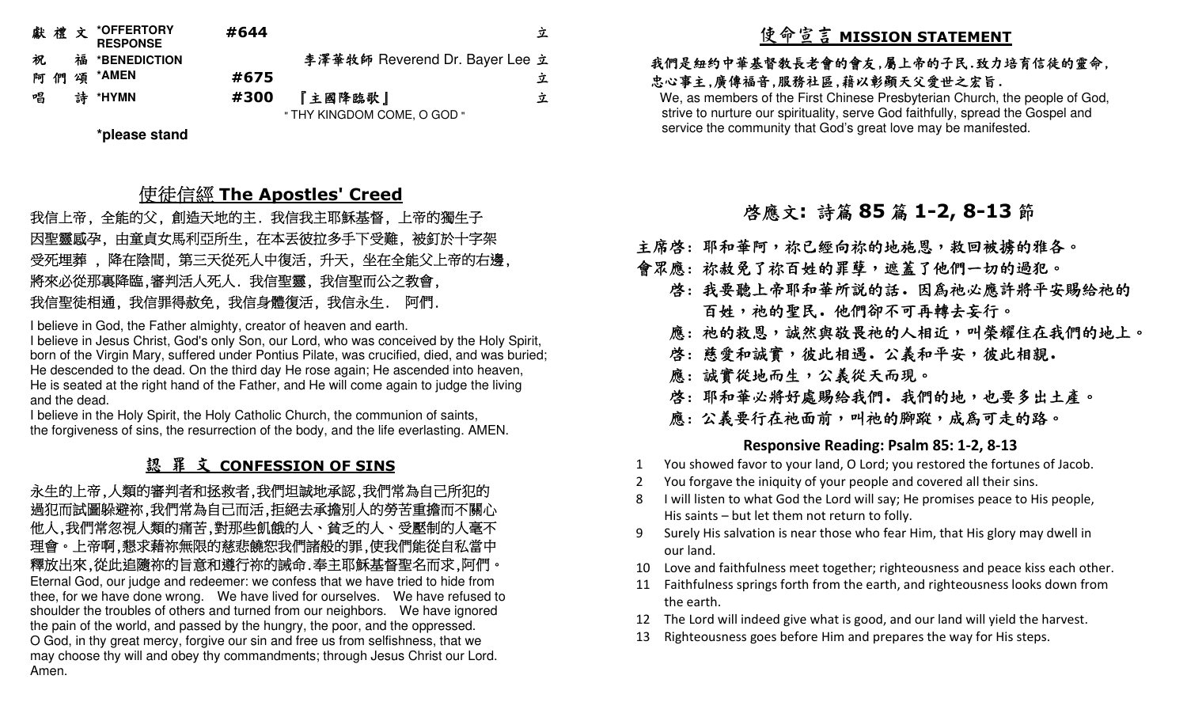| | | | | |
|---|---|---|---|---|
| 獻 禮 文 | *OFFERTORY RESPONSE | #644 | | 立 |
| 祝 福 | *BENEDICTION | | 李澤華牧師 Reverend Dr. Bayer Lee | 立 |
| 阿 們 頌 | *AMEN | #675 | | 立 |
| 唱 詩 | *HYMN | #300 | 『主國降臨歌』 " THY KINGDOM COME, O GOD " | 立 |

*please stand

## 使徒信經 The Apostles' Creed

我信上帝，全能的父，創造天地的主．我信我主耶穌基督，上帝的獨生子
因聖靈感孕，由童貞女馬利亞所生，在本丟彼拉多手下受難，被釘於十字架
受死埋葬 ，降在陰間，第三天從死人中復活，升天，坐在全能父上帝的右邊，
將來必從那裏降臨,審判活人死人．我信聖靈，我信聖而公之教會，
我信聖徒相通，我信罪得赦免，我信身體復活，我信永生． 阿們．

I believe in God, the Father almighty, creator of heaven and earth.
I believe in Jesus Christ, God's only Son, our Lord, who was conceived by the Holy Spirit, born of the Virgin Mary, suffered under Pontius Pilate, was crucified, died, and was buried; He descended to the dead. On the third day He rose again; He ascended into heaven, He is seated at the right hand of the Father, and He will come again to judge the living and the dead.
I believe in the Holy Spirit, the Holy Catholic Church, the communion of saints, the forgiveness of sins, the resurrection of the body, and the life everlasting. AMEN.

## 認 罪 文 CONFESSION OF SINS

永生的上帝,人類的審判者和拯救者,我們坦誠地承認,我們常為自己所犯的過犯而試圖躲避祢,我們常為自己而活,拒絕去承擔別人的勞苦重擔而不關心他人,我們常忽視人類的痛苦,對那些飢餓的人、貧乏的人、受壓制的人毫不理會。上帝啊,懇求藉祢無限的慈悲饒恕我們諸般的罪,使我們能從自私當中釋放出來,從此追隨祢的旨意和遵行祢的誡命.奉主耶穌基督聖名而求,阿們。

Eternal God, our judge and redeemer: we confess that we have tried to hide from thee, for we have done wrong. We have lived for ourselves. We have refused to shoulder the troubles of others and turned from our neighbors. We have ignored the pain of the world, and passed by the hungry, the poor, and the oppressed. O God, in thy great mercy, forgive our sin and free us from selfishness, that we may choose thy will and obey thy commandments; through Jesus Christ our Lord. Amen.

## 使命宣言 MISSION STATEMENT

我們是紐約中華基督教長老會的會友,屬上帝的子民.致力培育信徒的靈命,忠心事主,廣傳福音,服務社區,藉以彰顯天父愛世之宏旨.

We, as members of the First Chinese Presbyterian Church, the people of God, strive to nurture our spirituality, serve God faithfully, spread the Gospel and service the community that God's great love may be manifested.

## 啓應文: 詩篇 85 篇 1-2, 8-13 節

主席啓: 耶和華阿，祢已經向祢的地施恩，救回被擄的雅各。
會眾應: 祢赦免了祢百姓的罪孽，遮蓋了他們一切的過犯。
啓: 我要聽上帝耶和華所說的話。因爲祂必應許將平安賜給祂的百姓，祂的聖民。他們卻不可再轉去妄行。
應: 祂的救恩，誠然與敬畏祂的人相近，叫榮耀住在我們的地上。
啓: 慈愛和誠實，彼此相遇．公義和平安，彼此相親．
應: 誠實從地而生，公義從天而現。
啓: 耶和華必將好處賜給我們．我們的地，也要多出土產。
應: 公義要行在祂面前，叫祂的腳蹤，成爲可走的路。

### Responsive Reading: Psalm 85: 1-2, 8-13

1 You showed favor to your land, O Lord; you restored the fortunes of Jacob.
2 You forgave the iniquity of your people and covered all their sins.
8 I will listen to what God the Lord will say; He promises peace to His people, His saints – but let them not return to folly.
9 Surely His salvation is near those who fear Him, that His glory may dwell in our land.
10 Love and faithfulness meet together; righteousness and peace kiss each other.
11 Faithfulness springs forth from the earth, and righteousness looks down from the earth.
12 The Lord will indeed give what is good, and our land will yield the harvest.
13 Righteousness goes before Him and prepares the way for His steps.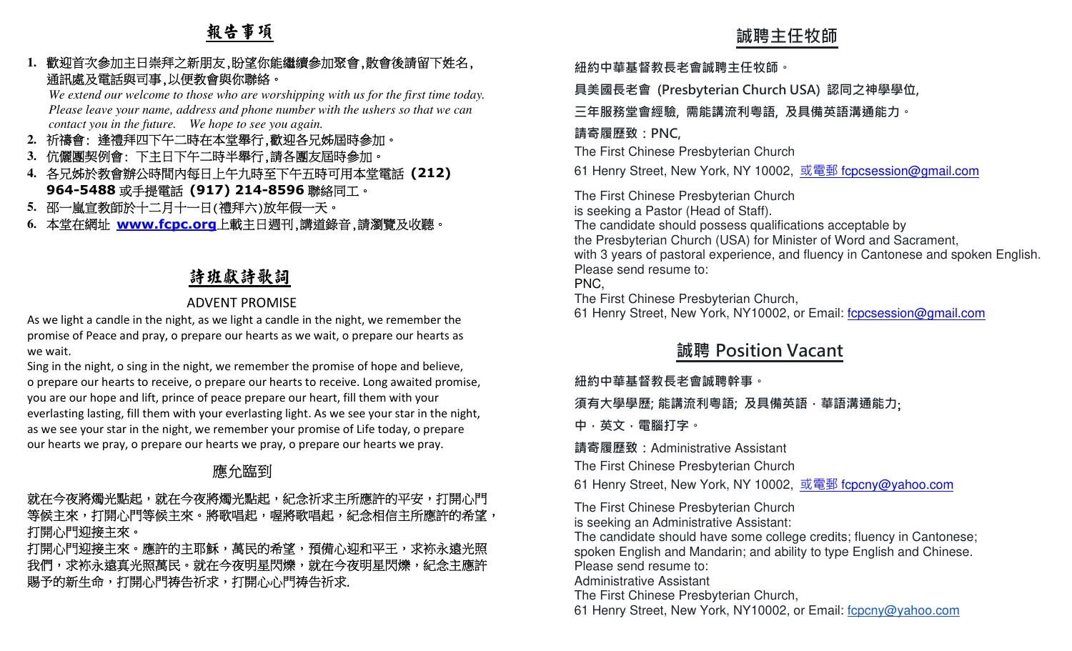## 報告事項

1. **歡迎首次參加主日崇拜之新朋友,盼望你能繼續參加聚會,散會後請留下姓名,通訊處及電話與司事,以便教會與你聯絡。**
   *We extend our welcome to those who are worshipping with us for the first time today. Please leave your name, address and phone number with the ushers so that we can contact you in the future. We hope to see you again.*
2. 祈禱會: 逢禮拜四下午二時在本堂舉行,歡迎各兄姊屆時參加。
3. 伉儷團契例會: 下主日下午二時半舉行,請各團友屆時參加。
4. 各兄姊於教會辦公時間內每日上午九時至下午五時可用本堂電話 **(212) 964-5488** 或手提電話 **(917) 214-8596** 聯絡同工。
5. 邵一嵐宣教師於十二月十一日(禮拜六)放年假一天。
6. 本堂在網址 **www.fcpc.org** 上載主日週刊,講道錄音,請瀏覽及收聽。

## 詩班獻詩歌詞

### ADVENT PROMISE

As we light a candle in the night, as we light a candle in the night, we remember the promise of Peace and pray, o prepare our hearts as we wait, o prepare our hearts as we wait.
Sing in the night, o sing in the night, we remember the promise of hope and believe, o prepare our hearts to receive, o prepare our hearts to receive. Long awaited promise, you are our hope and lift, prince of peace prepare our heart, fill them with your everlasting lasting, fill them with your everlasting light. As we see your star in the night, as we see your star in the night, we remember your promise of Life today, o prepare our hearts we pray, o prepare our hearts we pray, o prepare our hearts we pray.

### 應允臨到

就在今夜將燭光點起，就在今夜將燭光點起，紀念祈求主所應許的平安，打開心門等候主來，打開心門等候主來。將歌唱起，喔將歌唱起，紀念相信主所應許的希望，打開心門迎接主來。
打開心門迎接主來。應許的主耶穌，萬民的希望，預備心迎和平王，求祢永遠光照我們，求祢永遠真光照萬民。就在今夜明星閃爍，就在今夜明星閃爍，紀念主應許賜予的新生命，打開心門禱告祈求，打開心心門禱告祈求.

## 誠聘主任牧師

**紐約中華基督教長老會誠聘主任牧師。**

**具美國長老會 (Presbyterian Church USA) 認同之神學學位,**

**三年服務堂會經驗, 需能講流利粵語, 及具備英語溝通能力。**

**請寄履歷致：PNC,**

The First Chinese Presbyterian Church

61 Henry Street, New York, NY 10002, 或電郵 fcpcsession@gmail.com

The First Chinese Presbyterian Church
is seeking a Pastor (Head of Staff).
The candidate should possess qualifications acceptable by the Presbyterian Church (USA) for Minister of Word and Sacrament, with 3 years of pastoral experience, and fluency in Cantonese and spoken English.
Please send resume to:
PNC,
The First Chinese Presbyterian Church,
61 Henry Street, New York, NY10002, or Email: fcpcsession@gmail.com

## 誠聘 Position Vacant

**紐約中華基督教長老會誠聘幹事。**

**須有大學學歷; 能講流利粵語; 及具備英語．華語溝通能力;**

**中．英文，電腦打字。**

**請寄履歷致：**Administrative Assistant

The First Chinese Presbyterian Church

61 Henry Street, New York, NY 10002, 或電郵 fcpcny@yahoo.com

The First Chinese Presbyterian Church
is seeking an Administrative Assistant:
The candidate should have some college credits; fluency in Cantonese; spoken English and Mandarin; and ability to type English and Chinese.
Please send resume to:
Administrative Assistant
The First Chinese Presbyterian Church,
61 Henry Street, New York, NY10002, or Email: fcpcny@yahoo.com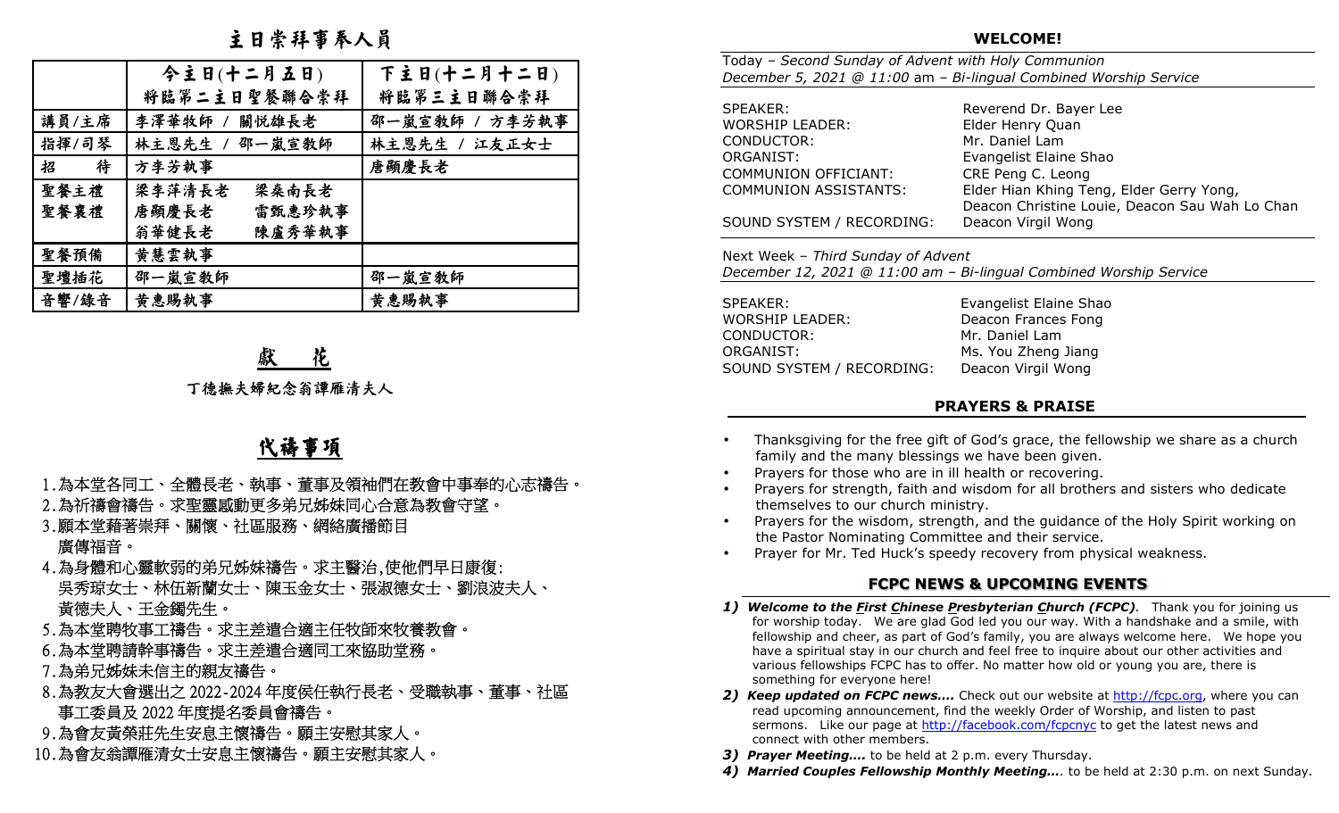# 主日崇拜事奉人員

| | 今主日(十二月五日) 將臨第二主日聖餐聯合崇拜 | 下主日(十二月十二日) 將臨第三主日聯合崇拜 |
|---|---|---|
| 講員/主席 | 李澤華牧師 / 關悅雄長老 | 邵一嵐宣教師 / 方李芳執事 |
| 指揮/司琴 | 林主恩先生 / 邵一嵐宣教師 | 林主恩先生 / 江友正女士 |
| 招　　待 | 方李芳執事 | 唐顯慶長老 |
| 聖餐主禮 聖餐襄禮 | 梁李萍清長老　梁燊南長老 唐顯慶長老　雷甄惠珍執事 翁華健長老　陳盧秀華執事 | |
| 聖餐預備 | 黃慧雲執事 | |
| 聖壇插花 | 邵一嵐宣教師 | 邵一嵐宣教師 |
| 音響/錄音 | 黃惠賜執事 | 黃惠賜執事 |

## 獻　花

丁德撫夫婦紀念翁譚雁清夫人

## 代禱事項

1. 為本堂各同工、全體長老、執事、董事及領袖們在教會中事奉的心志禱告。
2. 為祈禱會禱告。求聖靈感動更多弟兄姊妹同心合意為教會守望。
3. 願本堂藉著崇拜、關懷、社區服務、網絡廣播節目廣傳福音。
4. 為身體和心靈軟弱的弟兄姊妹禱告。求主醫治,使他們早日康復: 吳秀琼女士、林伍新蘭女士、陳玉金女士、張淑德女士、劉浪波夫人、黃德夫人、王金鐲先生。
5. 為本堂聘牧事工禱告。求主差遣合適主任牧師來牧養教會。
6. 為本堂聘請幹事禱告。求主差遣合適同工來協助堂務。
7. 為弟兄姊妹未信主的親友禱告。
8. 為教友大會選出之 2022-2024 年度侯任執行長老、受職執事、董事、社區事工委員及 2022 年度提名委員會禱告。
9. 為會友黃榮莊先生安息主懷禱告。願主安慰其家人。
10. 為會友翁譚雁清女士安息主懷禱告。願主安慰其家人。

## WELCOME!

Today – *Second Sunday of Advent with Holy Communion*
*December 5, 2021 @ 11:00 am – Bi-lingual Combined Worship Service*

| | |
|---|---|
| SPEAKER: | Reverend Dr. Bayer Lee |
| WORSHIP LEADER: | Elder Henry Quan |
| CONDUCTOR: | Mr. Daniel Lam |
| ORGANIST: | Evangelist Elaine Shao |
| COMMUNION OFFICIANT: | CRE Peng C. Leong |
| COMMUNION ASSISTANTS: | Elder Hian Khing Teng, Elder Gerry Yong, Deacon Christine Louie, Deacon Sau Wah Lo Chan |
| SOUND SYSTEM / RECORDING: | Deacon Virgil Wong |

Next Week – *Third Sunday of Advent*
*December 12, 2021 @ 11:00 am – Bi-lingual Combined Worship Service*

| | |
|---|---|
| SPEAKER: | Evangelist Elaine Shao |
| WORSHIP LEADER: | Deacon Frances Fong |
| CONDUCTOR: | Mr. Daniel Lam |
| ORGANIST: | Ms. You Zheng Jiang |
| SOUND SYSTEM / RECORDING: | Deacon Virgil Wong |

## PRAYERS & PRAISE

- Thanksgiving for the free gift of God's grace, the fellowship we share as a church family and the many blessings we have been given.
- Prayers for those who are in ill health or recovering.
- Prayers for strength, faith and wisdom for all brothers and sisters who dedicate themselves to our church ministry.
- Prayers for the wisdom, strength, and the guidance of the Holy Spirit working on the Pastor Nominating Committee and their service.
- Prayer for Mr. Ted Huck's speedy recovery from physical weakness.

## FCPC NEWS & UPCOMING EVENTS

1) ***Welcome to the First Chinese Presbyterian Church (FCPC)***. Thank you for joining us for worship today. We are glad God led you our way. With a handshake and a smile, with fellowship and cheer, as part of God's family, you are always welcome here. We hope you have a spiritual stay in our church and feel free to inquire about our other activities and various fellowships FCPC has to offer. No matter how old or young you are, there is something for everyone here!
2) ***Keep updated on FCPC news….*** Check out our website at http://fcpc.org, where you can read upcoming announcement, find the weekly Order of Worship, and listen to past sermons. Like our page at http://facebook.com/fcpcnyc to get the latest news and connect with other members.
3) ***Prayer Meeting….*** to be held at 2 p.m. every Thursday.
4) ***Married Couples Fellowship Monthly Meeting…***. to be held at 2:30 p.m. on next Sunday.